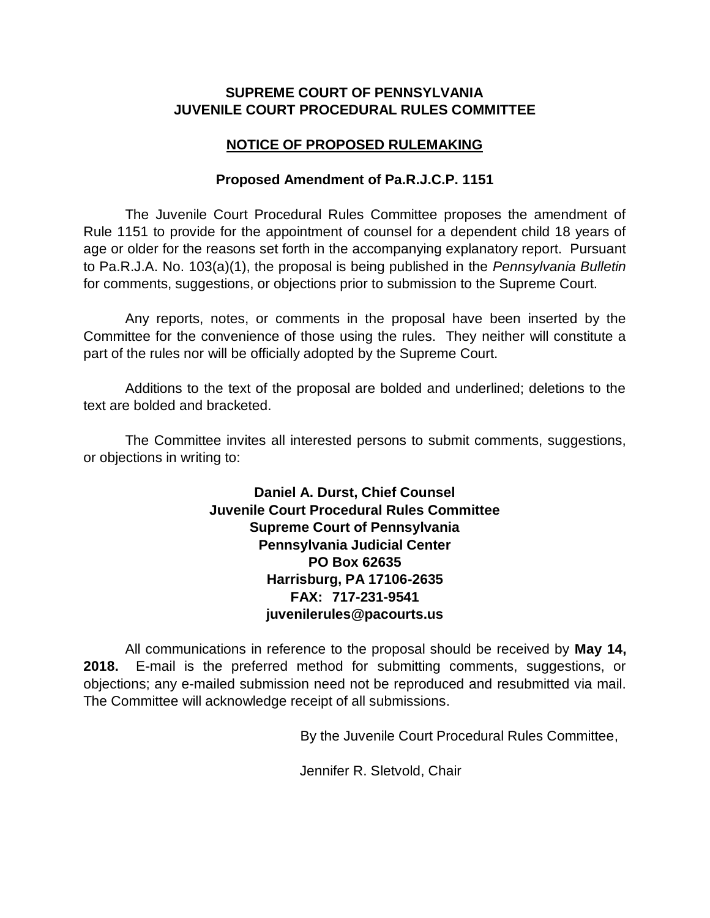**SUPREME COURT OF PENNSYLVANIA**
**JUVENILE COURT PROCEDURAL RULES COMMITTEE**

## NOTICE OF PROPOSED RULEMAKING

### Proposed Amendment of Pa.R.J.C.P. 1151

The Juvenile Court Procedural Rules Committee proposes the amendment of Rule 1151 to provide for the appointment of counsel for a dependent child 18 years of age or older for the reasons set forth in the accompanying explanatory report. Pursuant to Pa.R.J.A. No. 103(a)(1), the proposal is being published in the *Pennsylvania Bulletin* for comments, suggestions, or objections prior to submission to the Supreme Court.

Any reports, notes, or comments in the proposal have been inserted by the Committee for the convenience of those using the rules. They neither will constitute a part of the rules nor will be officially adopted by the Supreme Court.

Additions to the text of the proposal are bolded and underlined; deletions to the text are bolded and bracketed.

The Committee invites all interested persons to submit comments, suggestions, or objections in writing to:

**Daniel A. Durst, Chief Counsel**
**Juvenile Court Procedural Rules Committee**
**Supreme Court of Pennsylvania**
**Pennsylvania Judicial Center**
**PO Box 62635**
**Harrisburg, PA 17106-2635**
**FAX: 717-231-9541**
**juvenilerules@pacourts.us**

All communications in reference to the proposal should be received by **May 14, 2018.** E-mail is the preferred method for submitting comments, suggestions, or objections; any e-mailed submission need not be reproduced and resubmitted via mail. The Committee will acknowledge receipt of all submissions.

By the Juvenile Court Procedural Rules Committee,

Jennifer R. Sletvold, Chair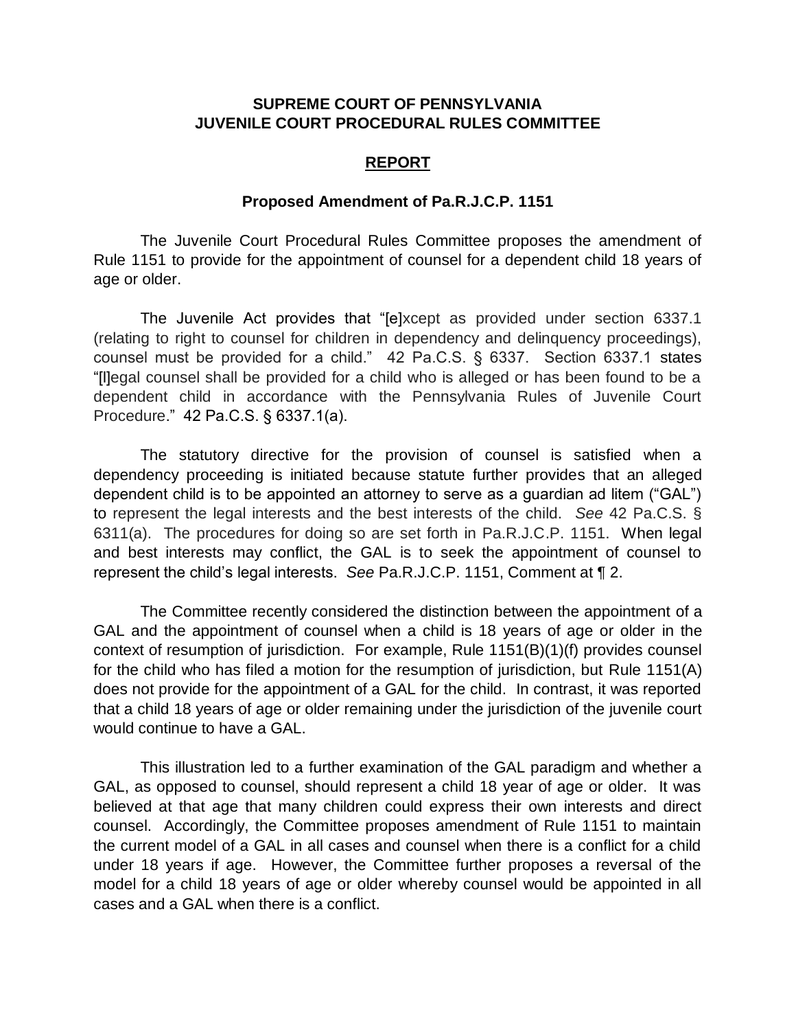**SUPREME COURT OF PENNSYLVANIA**
**JUVENILE COURT PROCEDURAL RULES COMMITTEE**

**REPORT**

**Proposed Amendment of Pa.R.J.C.P. 1151**

The Juvenile Court Procedural Rules Committee proposes the amendment of Rule 1151 to provide for the appointment of counsel for a dependent child 18 years of age or older.

The Juvenile Act provides that "[e]xcept as provided under section 6337.1 (relating to right to counsel for children in dependency and delinquency proceedings), counsel must be provided for a child." 42 Pa.C.S. § 6337. Section 6337.1 states "[l]egal counsel shall be provided for a child who is alleged or has been found to be a dependent child in accordance with the Pennsylvania Rules of Juvenile Court Procedure." 42 Pa.C.S. § 6337.1(a).

The statutory directive for the provision of counsel is satisfied when a dependency proceeding is initiated because statute further provides that an alleged dependent child is to be appointed an attorney to serve as a guardian ad litem ("GAL") to represent the legal interests and the best interests of the child. *See* 42 Pa.C.S. § 6311(a). The procedures for doing so are set forth in Pa.R.J.C.P. 1151. When legal and best interests may conflict, the GAL is to seek the appointment of counsel to represent the child's legal interests. *See* Pa.R.J.C.P. 1151, Comment at ¶ 2.

The Committee recently considered the distinction between the appointment of a GAL and the appointment of counsel when a child is 18 years of age or older in the context of resumption of jurisdiction. For example, Rule 1151(B)(1)(f) provides counsel for the child who has filed a motion for the resumption of jurisdiction, but Rule 1151(A) does not provide for the appointment of a GAL for the child. In contrast, it was reported that a child 18 years of age or older remaining under the jurisdiction of the juvenile court would continue to have a GAL.

This illustration led to a further examination of the GAL paradigm and whether a GAL, as opposed to counsel, should represent a child 18 year of age or older. It was believed at that age that many children could express their own interests and direct counsel. Accordingly, the Committee proposes amendment of Rule 1151 to maintain the current model of a GAL in all cases and counsel when there is a conflict for a child under 18 years if age. However, the Committee further proposes a reversal of the model for a child 18 years of age or older whereby counsel would be appointed in all cases and a GAL when there is a conflict.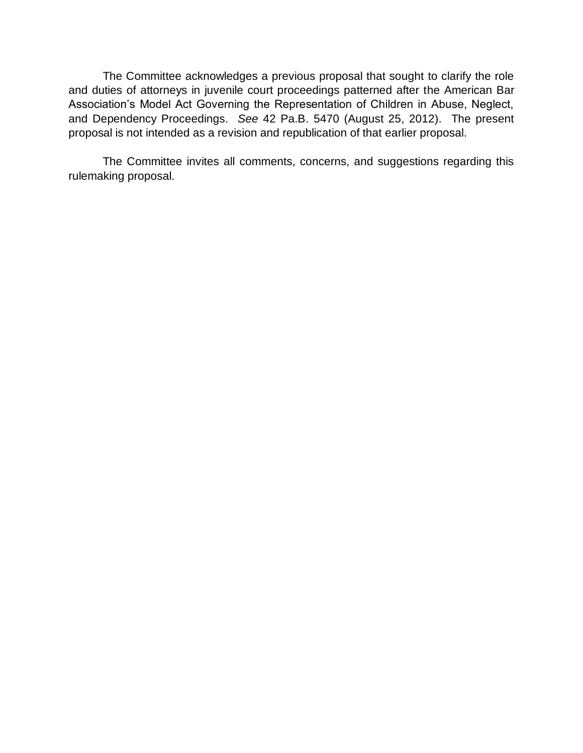The Committee acknowledges a previous proposal that sought to clarify the role and duties of attorneys in juvenile court proceedings patterned after the American Bar Association's Model Act Governing the Representation of Children in Abuse, Neglect, and Dependency Proceedings. *See* 42 Pa.B. 5470 (August 25, 2012). The present proposal is not intended as a revision and republication of that earlier proposal.

The Committee invites all comments, concerns, and suggestions regarding this rulemaking proposal.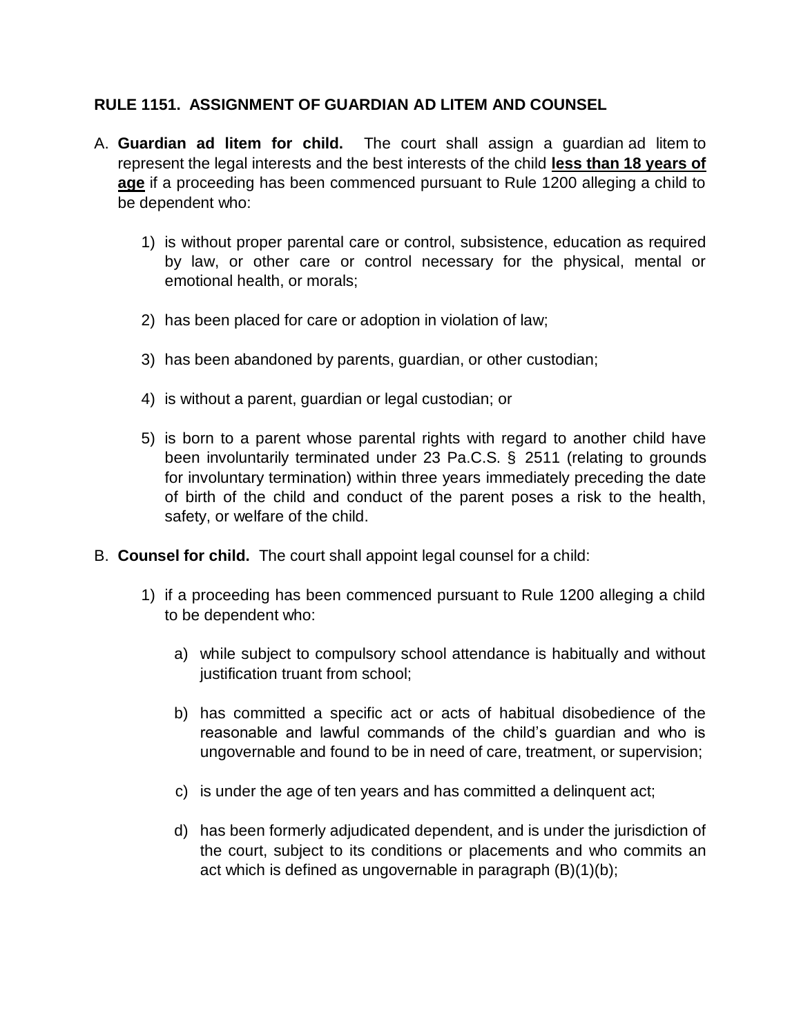## RULE 1151. ASSIGNMENT OF GUARDIAN AD LITEM AND COUNSEL

A. **Guardian ad litem for child.** The court shall assign a guardian ad litem to represent the legal interests and the best interests of the child **<u>less than 18 years of age</u>** if a proceeding has been commenced pursuant to Rule 1200 alleging a child to be dependent who:

   1) is without proper parental care or control, subsistence, education as required by law, or other care or control necessary for the physical, mental or emotional health, or morals;

   2) has been placed for care or adoption in violation of law;

   3) has been abandoned by parents, guardian, or other custodian;

   4) is without a parent, guardian or legal custodian; or

   5) is born to a parent whose parental rights with regard to another child have been involuntarily terminated under 23 Pa.C.S. § 2511 (relating to grounds for involuntary termination) within three years immediately preceding the date of birth of the child and conduct of the parent poses a risk to the health, safety, or welfare of the child.

B. **Counsel for child.** The court shall appoint legal counsel for a child:

   1) if a proceeding has been commenced pursuant to Rule 1200 alleging a child to be dependent who:

      a) while subject to compulsory school attendance is habitually and without justification truant from school;

      b) has committed a specific act or acts of habitual disobedience of the reasonable and lawful commands of the child's guardian and who is ungovernable and found to be in need of care, treatment, or supervision;

      c) is under the age of ten years and has committed a delinquent act;

      d) has been formerly adjudicated dependent, and is under the jurisdiction of the court, subject to its conditions or placements and who commits an act which is defined as ungovernable in paragraph (B)(1)(b);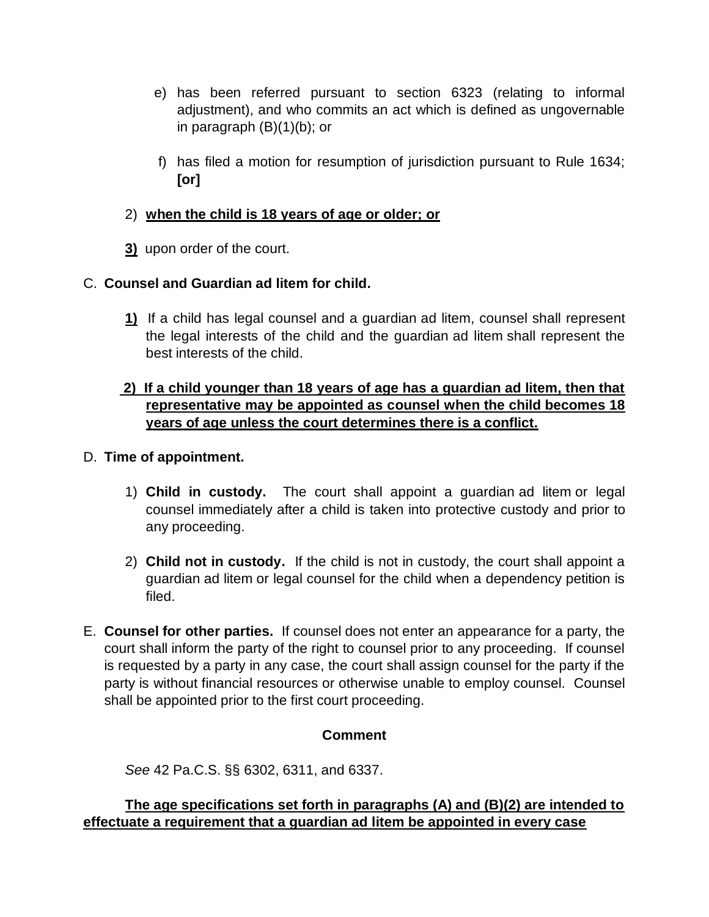e) has been referred pursuant to section 6323 (relating to informal adjustment), and who commits an act which is defined as ungovernable in paragraph (B)(1)(b); or

f) has filed a motion for resumption of jurisdiction pursuant to Rule 1634; **[or]**

2) **<u>when the child is 18 years of age or older; or</u>**

**<u>3)</u>** upon order of the court.

C. **Counsel and Guardian ad litem for child.**

**<u>1)</u>** If a child has legal counsel and a guardian ad litem, counsel shall represent the legal interests of the child and the guardian ad litem shall represent the best interests of the child.

**<u>2) If a child younger than 18 years of age has a guardian ad litem, then that representative may be appointed as counsel when the child becomes 18 years of age unless the court determines there is a conflict.</u>**

D. **Time of appointment.**

1) **Child in custody.** The court shall appoint a guardian ad litem or legal counsel immediately after a child is taken into protective custody and prior to any proceeding.

2) **Child not in custody.** If the child is not in custody, the court shall appoint a guardian ad litem or legal counsel for the child when a dependency petition is filed.

E. **Counsel for other parties.** If counsel does not enter an appearance for a party, the court shall inform the party of the right to counsel prior to any proceeding. If counsel is requested by a party in any case, the court shall assign counsel for the party if the party is without financial resources or otherwise unable to employ counsel. Counsel shall be appointed prior to the first court proceeding.

**Comment**

*See* 42 Pa.C.S. §§ 6302, 6311, and 6337.

**<u>The age specifications set forth in paragraphs (A) and (B)(2) are intended to effectuate a requirement that a guardian ad litem be appointed in every case</u>**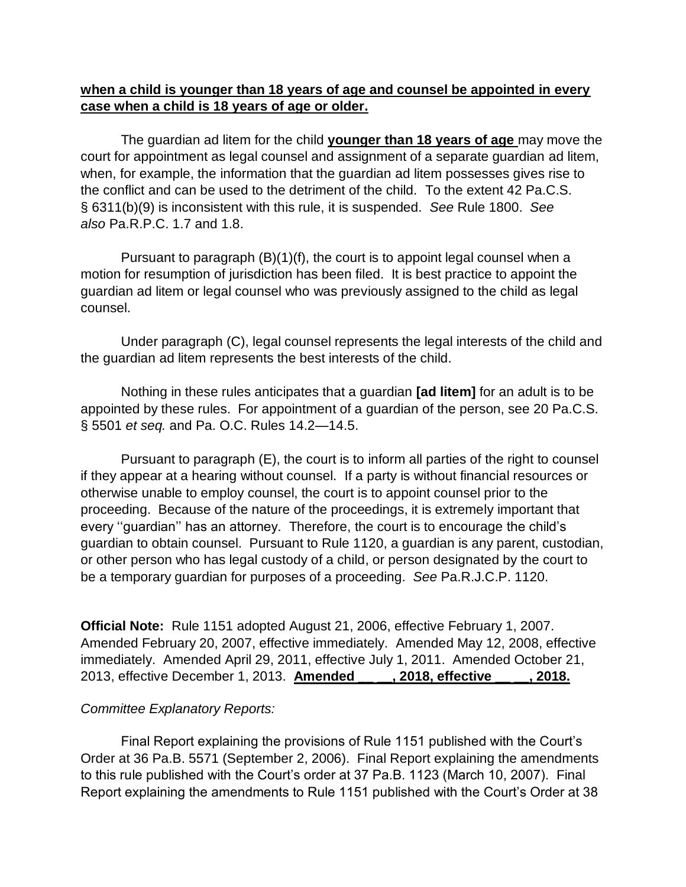**when a child is younger than 18 years of age and counsel be appointed in every case when a child is 18 years of age or older.**

The guardian ad litem for the child **younger than 18 years of age** may move the court for appointment as legal counsel and assignment of a separate guardian ad litem, when, for example, the information that the guardian ad litem possesses gives rise to the conflict and can be used to the detriment of the child. To the extent 42 Pa.C.S. § 6311(b)(9) is inconsistent with this rule, it is suspended. *See* Rule 1800. *See also* Pa.R.P.C. 1.7 and 1.8.

Pursuant to paragraph (B)(1)(f), the court is to appoint legal counsel when a motion for resumption of jurisdiction has been filed. It is best practice to appoint the guardian ad litem or legal counsel who was previously assigned to the child as legal counsel.

Under paragraph (C), legal counsel represents the legal interests of the child and the guardian ad litem represents the best interests of the child.

Nothing in these rules anticipates that a guardian **[ad litem]** for an adult is to be appointed by these rules. For appointment of a guardian of the person, see 20 Pa.C.S. § 5501 *et seq.* and Pa. O.C. Rules 14.2—14.5.

Pursuant to paragraph (E), the court is to inform all parties of the right to counsel if they appear at a hearing without counsel. If a party is without financial resources or otherwise unable to employ counsel, the court is to appoint counsel prior to the proceeding. Because of the nature of the proceedings, it is extremely important that every ''guardian'' has an attorney. Therefore, the court is to encourage the child's guardian to obtain counsel. Pursuant to Rule 1120, a guardian is any parent, custodian, or other person who has legal custody of a child, or person designated by the court to be a temporary guardian for purposes of a proceeding. *See* Pa.R.J.C.P. 1120.

**Official Note:** Rule 1151 adopted August 21, 2006, effective February 1, 2007. Amended February 20, 2007, effective immediately. Amended May 12, 2008, effective immediately. Amended April 29, 2011, effective July 1, 2011. Amended October 21, 2013, effective December 1, 2013. **Amended \_\_ \_\_, 2018, effective \_\_ \_\_, 2018.**

*Committee Explanatory Reports:*

Final Report explaining the provisions of Rule 1151 published with the Court's Order at 36 Pa.B. 5571 (September 2, 2006). Final Report explaining the amendments to this rule published with the Court's order at 37 Pa.B. 1123 (March 10, 2007). Final Report explaining the amendments to Rule 1151 published with the Court's Order at 38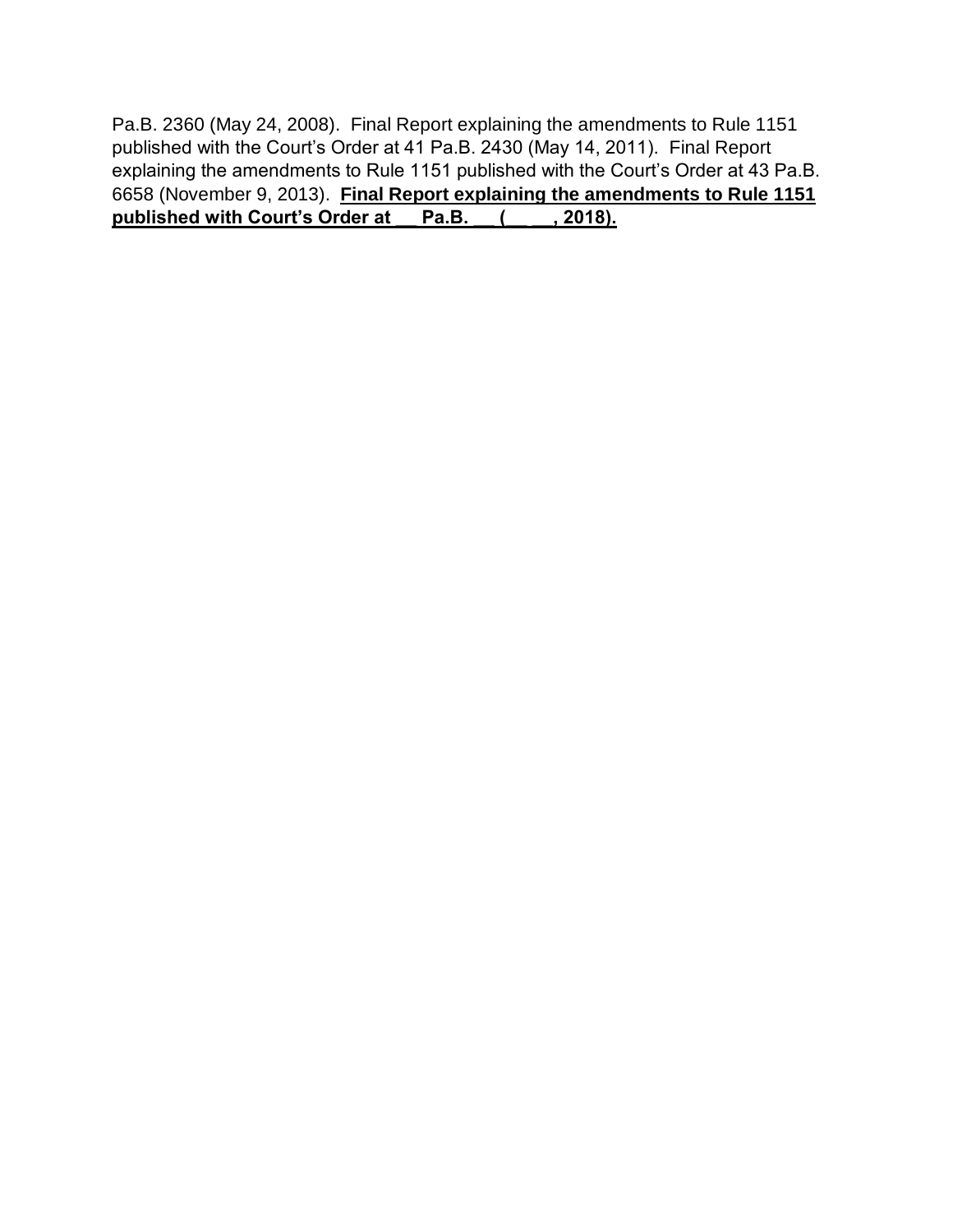Pa.B. 2360 (May 24, 2008). Final Report explaining the amendments to Rule 1151 published with the Court's Order at 41 Pa.B. 2430 (May 14, 2011). Final Report explaining the amendments to Rule 1151 published with the Court's Order at 43 Pa.B. 6658 (November 9, 2013). **Final Report explaining the amendments to Rule 1151 published with Court's Order at __ Pa.B. __ (__ __, 2018).**